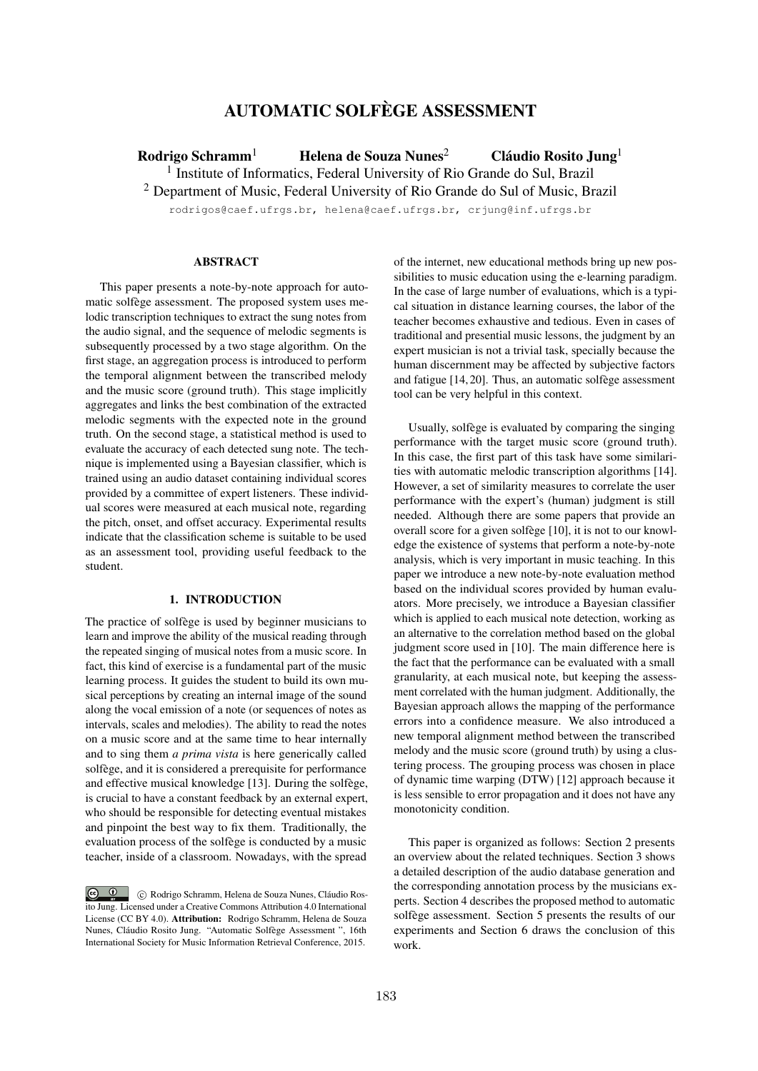# AUTOMATIC SOLFÈGE ASSESSMENT

**Rodrigo Schramm**[1] **Helena de Souza Nunes**[2] **Cláudio Rosito Jung**[1]

[1] Institute of Informatics, Federal University of Rio Grande do Sul, Brazil

[2] Department of Music, Federal University of Rio Grande do Sul of Music, Brazil

rodrigos@caef.ufrgs.br, helena@caef.ufrgs.br, crjung@inf.ufrgs.br

## ABSTRACT

This paper presents a note-by-note approach for automatic solfège assessment. The proposed system uses melodic transcription techniques to extract the sung notes from the audio signal, and the sequence of melodic segments is subsequently processed by a two stage algorithm. On the first stage, an aggregation process is introduced to perform the temporal alignment between the transcribed melody and the music score (ground truth). This stage implicitly aggregates and links the best combination of the extracted melodic segments with the expected note in the ground truth. On the second stage, a statistical method is used to evaluate the accuracy of each detected sung note. The technique is implemented using a Bayesian classifier, which is trained using an audio dataset containing individual scores provided by a committee of expert listeners. These individual scores were measured at each musical note, regarding the pitch, onset, and offset accuracy. Experimental results indicate that the classification scheme is suitable to be used as an assessment tool, providing useful feedback to the student.

## 1. INTRODUCTION

The practice of solfège is used by beginner musicians to learn and improve the ability of the musical reading through the repeated singing of musical notes from a music score. In fact, this kind of exercise is a fundamental part of the music learning process. It guides the student to build its own musical perceptions by creating an internal image of the sound along the vocal emission of a note (or sequences of notes as intervals, scales and melodies). The ability to read the notes on a music score and at the same time to hear internally and to sing them *a prima vista* is here generically called solfège, and it is considered a prerequisite for performance and effective musical knowledge [13]. During the solfège, is crucial to have a constant feedback by an external expert, who should be responsible for detecting eventual mistakes and pinpoint the best way to fix them. Traditionally, the evaluation process of the solfège is conducted by a music teacher, inside of a classroom. Nowadays, with the spread of the internet, new educational methods bring up new possibilities to music education using the e-learning paradigm. In the case of large number of evaluations, which is a typical situation in distance learning courses, the labor of the teacher becomes exhaustive and tedious. Even in cases of traditional and presential music lessons, the judgment by an expert musician is not a trivial task, specially because the human discernment may be affected by subjective factors and fatigue [14, 20]. Thus, an automatic solfège assessment tool can be very helpful in this context.

Usually, solfège is evaluated by comparing the singing performance with the target music score (ground truth). In this case, the first part of this task have some similarities with automatic melodic transcription algorithms [14]. However, a set of similarity measures to correlate the user performance with the expert's (human) judgment is still needed. Although there are some papers that provide an overall score for a given solfège [10], it is not to our knowledge the existence of systems that perform a note-by-note analysis, which is very important in music teaching. In this paper we introduce a new note-by-note evaluation method based on the individual scores provided by human evaluators. More precisely, we introduce a Bayesian classifier which is applied to each musical note detection, working as an alternative to the correlation method based on the global judgment score used in [10]. The main difference here is the fact that the performance can be evaluated with a small granularity, at each musical note, but keeping the assessment correlated with the human judgment. Additionally, the Bayesian approach allows the mapping of the performance errors into a confidence measure. We also introduced a new temporal alignment method between the transcribed melody and the music score (ground truth) by using a clustering process. The grouping process was chosen in place of dynamic time warping (DTW) [12] approach because it is less sensible to error propagation and it does not have any monotonicity condition.

This paper is organized as follows: Section 2 presents an overview about the related techniques. Section 3 shows a detailed description of the audio database generation and the corresponding annotation process by the musicians experts. Section 4 describes the proposed method to automatic solfège assessment. Section 5 presents the results of our experiments and Section 6 draws the conclusion of this work.

© Rodrigo Schramm, Helena de Souza Nunes, Cláudio Rosito Jung. Licensed under a Creative Commons Attribution 4.0 International License (CC BY 4.0). **Attribution:** Rodrigo Schramm, Helena de Souza Nunes, Cláudio Rosito Jung. "Automatic Solfège Assessment ", 16th International Society for Music Information Retrieval Conference, 2015.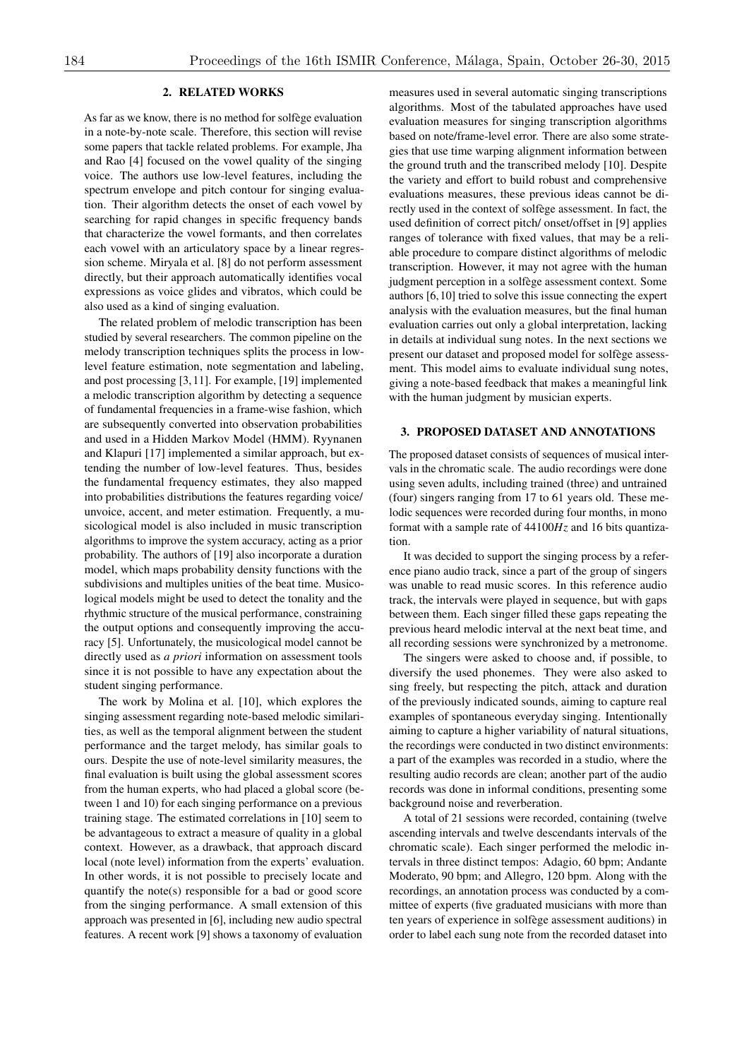## 2. RELATED WORKS

As far as we know, there is no method for solfège evaluation in a note-by-note scale. Therefore, this section will revise some papers that tackle related problems. For example, Jha and Rao [4] focused on the vowel quality of the singing voice. The authors use low-level features, including the spectrum envelope and pitch contour for singing evaluation. Their algorithm detects the onset of each vowel by searching for rapid changes in specific frequency bands that characterize the vowel formants, and then correlates each vowel with an articulatory space by a linear regression scheme. Miryala et al. [8] do not perform assessment directly, but their approach automatically identifies vocal expressions as voice glides and vibratos, which could be also used as a kind of singing evaluation.

The related problem of melodic transcription has been studied by several researchers. The common pipeline on the melody transcription techniques splits the process in low-level feature estimation, note segmentation and labeling, and post processing [3, 11]. For example, [19] implemented a melodic transcription algorithm by detecting a sequence of fundamental frequencies in a frame-wise fashion, which are subsequently converted into observation probabilities and used in a Hidden Markov Model (HMM). Ryynanen and Klapuri [17] implemented a similar approach, but extending the number of low-level features. Thus, besides the fundamental frequency estimates, they also mapped into probabilities distributions the features regarding voice/unvoice, accent, and meter estimation. Frequently, a musicological model is also included in music transcription algorithms to improve the system accuracy, acting as a prior probability. The authors of [19] also incorporate a duration model, which maps probability density functions with the subdivisions and multiples unities of the beat time. Musicological models might be used to detect the tonality and the rhythmic structure of the musical performance, constraining the output options and consequently improving the accuracy [5]. Unfortunately, the musicological model cannot be directly used as *a priori* information on assessment tools since it is not possible to have any expectation about the student singing performance.

The work by Molina et al. [10], which explores the singing assessment regarding note-based melodic similarities, as well as the temporal alignment between the student performance and the target melody, has similar goals to ours. Despite the use of note-level similarity measures, the final evaluation is built using the global assessment scores from the human experts, who had placed a global score (between 1 and 10) for each singing performance on a previous training stage. The estimated correlations in [10] seem to be advantageous to extract a measure of quality in a global context. However, as a drawback, that approach discard local (note level) information from the experts' evaluation. In other words, it is not possible to precisely locate and quantify the note(s) responsible for a bad or good score from the singing performance. A small extension of this approach was presented in [6], including new audio spectral features. A recent work [9] shows a taxonomy of evaluation measures used in several automatic singing transcriptions algorithms. Most of the tabulated approaches have used evaluation measures for singing transcription algorithms based on note/frame-level error. There are also some strategies that use time warping alignment information between the ground truth and the transcribed melody [10]. Despite the variety and effort to build robust and comprehensive evaluations measures, these previous ideas cannot be directly used in the context of solfège assessment. In fact, the used definition of correct pitch/ onset/offset in [9] applies ranges of tolerance with fixed values, that may be a reliable procedure to compare distinct algorithms of melodic transcription. However, it may not agree with the human judgment perception in a solfège assessment context. Some authors [6, 10] tried to solve this issue connecting the expert analysis with the evaluation measures, but the final human evaluation carries out only a global interpretation, lacking in details at individual sung notes. In the next sections we present our dataset and proposed model for solfège assessment. This model aims to evaluate individual sung notes, giving a note-based feedback that makes a meaningful link with the human judgment by musician experts.

## 3. PROPOSED DATASET AND ANNOTATIONS

The proposed dataset consists of sequences of musical intervals in the chromatic scale. The audio recordings were done using seven adults, including trained (three) and untrained (four) singers ranging from 17 to 61 years old. These melodic sequences were recorded during four months, in mono format with a sample rate of $44100Hz$ and 16 bits quantization.

It was decided to support the singing process by a reference piano audio track, since a part of the group of singers was unable to read music scores. In this reference audio track, the intervals were played in sequence, but with gaps between them. Each singer filled these gaps repeating the previous heard melodic interval at the next beat time, and all recording sessions were synchronized by a metronome.

The singers were asked to choose and, if possible, to diversify the used phonemes. They were also asked to sing freely, but respecting the pitch, attack and duration of the previously indicated sounds, aiming to capture real examples of spontaneous everyday singing. Intentionally aiming to capture a higher variability of natural situations, the recordings were conducted in two distinct environments: a part of the examples was recorded in a studio, where the resulting audio records are clean; another part of the audio records was done in informal conditions, presenting some background noise and reverberation.

A total of 21 sessions were recorded, containing (twelve ascending intervals and twelve descendants intervals of the chromatic scale). Each singer performed the melodic intervals in three distinct tempos: Adagio, 60 bpm; Andante Moderato, 90 bpm; and Allegro, 120 bpm. Along with the recordings, an annotation process was conducted by a committee of experts (five graduated musicians with more than ten years of experience in solfège assessment auditions) in order to label each sung note from the recorded dataset into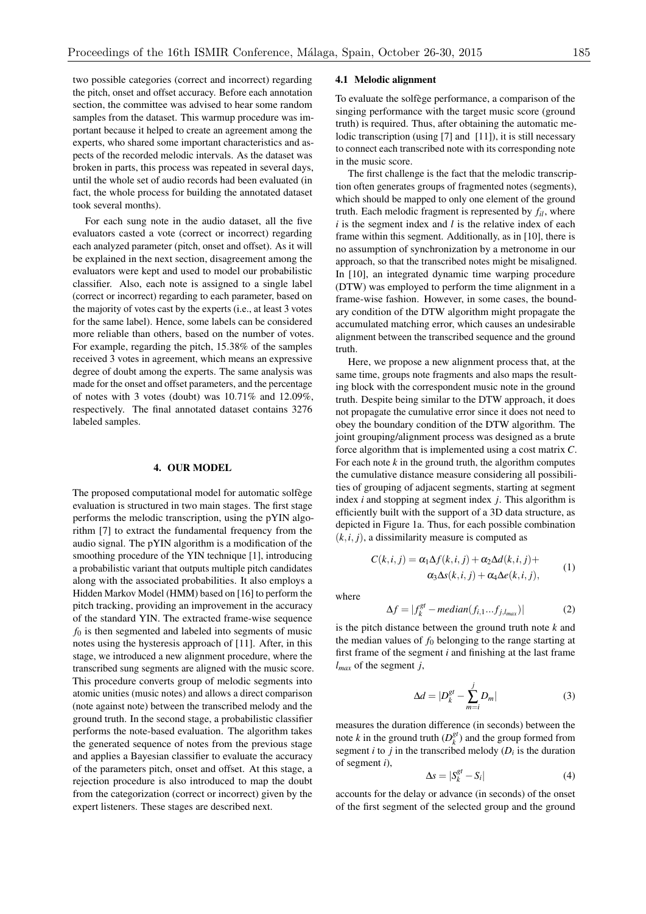two possible categories (correct and incorrect) regarding the pitch, onset and offset accuracy. Before each annotation section, the committee was advised to hear some random samples from the dataset. This warmup procedure was important because it helped to create an agreement among the experts, who shared some important characteristics and aspects of the recorded melodic intervals. As the dataset was broken in parts, this process was repeated in several days, until the whole set of audio records had been evaluated (in fact, the whole process for building the annotated dataset took several months).

For each sung note in the audio dataset, all the five evaluators casted a vote (correct or incorrect) regarding each analyzed parameter (pitch, onset and offset). As it will be explained in the next section, disagreement among the evaluators were kept and used to model our probabilistic classifier. Also, each note is assigned to a single label (correct or incorrect) regarding to each parameter, based on the majority of votes cast by the experts (i.e., at least 3 votes for the same label). Hence, some labels can be considered more reliable than others, based on the number of votes. For example, regarding the pitch, 15.38% of the samples received 3 votes in agreement, which means an expressive degree of doubt among the experts. The same analysis was made for the onset and offset parameters, and the percentage of notes with 3 votes (doubt) was 10.71% and 12.09%, respectively. The final annotated dataset contains 3276 labeled samples.

## 4. OUR MODEL

The proposed computational model for automatic solfège evaluation is structured in two main stages. The first stage performs the melodic transcription, using the pYIN algorithm [7] to extract the fundamental frequency from the audio signal. The pYIN algorithm is a modification of the smoothing procedure of the YIN technique [1], introducing a probabilistic variant that outputs multiple pitch candidates along with the associated probabilities. It also employs a Hidden Markov Model (HMM) based on [16] to perform the pitch tracking, providing an improvement in the accuracy of the standard YIN. The extracted frame-wise sequence $f_0$ is then segmented and labeled into segments of music notes using the hysteresis approach of [11]. After, in this stage, we introduced a new alignment procedure, where the transcribed sung segments are aligned with the music score. This procedure converts group of melodic segments into atomic unities (music notes) and allows a direct comparison (note against note) between the transcribed melody and the ground truth. In the second stage, a probabilistic classifier performs the note-based evaluation. The algorithm takes the generated sequence of notes from the previous stage and applies a Bayesian classifier to evaluate the accuracy of the parameters pitch, onset and offset. At this stage, a rejection procedure is also introduced to map the doubt from the categorization (correct or incorrect) given by the expert listeners. These stages are described next.

### 4.1 Melodic alignment

To evaluate the solfège performance, a comparison of the singing performance with the target music score (ground truth) is required. Thus, after obtaining the automatic melodic transcription (using [7] and [11]), it is still necessary to connect each transcribed note with its corresponding note in the music score.

The first challenge is the fact that the melodic transcription often generates groups of fragmented notes (segments), which should be mapped to only one element of the ground truth. Each melodic fragment is represented by $f_{il}$, where $i$ is the segment index and $l$ is the relative index of each frame within this segment. Additionally, as in [10], there is no assumption of synchronization by a metronome in our approach, so that the transcribed notes might be misaligned. In [10], an integrated dynamic time warping procedure (DTW) was employed to perform the time alignment in a frame-wise fashion. However, in some cases, the boundary condition of the DTW algorithm might propagate the accumulated matching error, which causes an undesirable alignment between the transcribed sequence and the ground truth.

Here, we propose a new alignment process that, at the same time, groups note fragments and also maps the resulting block with the correspondent music note in the ground truth. Despite being similar to the DTW approach, it does not propagate the cumulative error since it does not need to obey the boundary condition of the DTW algorithm. The joint grouping/alignment process was designed as a brute force algorithm that is implemented using a cost matrix $C$. For each note $k$ in the ground truth, the algorithm computes the cumulative distance measure considering all possibilities of grouping of adjacent segments, starting at segment index $i$ and stopping at segment index $j$. This algorithm is efficiently built with the support of a 3D data structure, as depicted in Figure 1a. Thus, for each possible combination $(k, i, j)$, a dissimilarity measure is computed as

$$C(k,i,j) = \alpha_1 \Delta f(k,i,j) + \alpha_2 \Delta d(k,i,j) + \alpha_3 \Delta s(k,i,j) + \alpha_4 \Delta e(k,i,j), \tag{1}$$

where

$$\Delta f = |f_k^{gt} - median(f_{i,1} \ldots f_{j,l_{max}})| \tag{2}$$

is the pitch distance between the ground truth note $k$ and the median values of $f_0$ belonging to the range starting at first frame of the segment $i$ and finishing at the last frame $l_{max}$ of the segment $j$,

$$\Delta d = |D_k^{gt} - \sum_{m=i}^{j} D_m| \tag{3}$$

measures the duration difference (in seconds) between the note $k$ in the ground truth ($D_k^{gt}$) and the group formed from segment $i$ to $j$ in the transcribed melody ($D_i$ is the duration of segment $i$),

$$\Delta s = |S_k^{gt} - S_i| \tag{4}$$

accounts for the delay or advance (in seconds) of the onset of the first segment of the selected group and the ground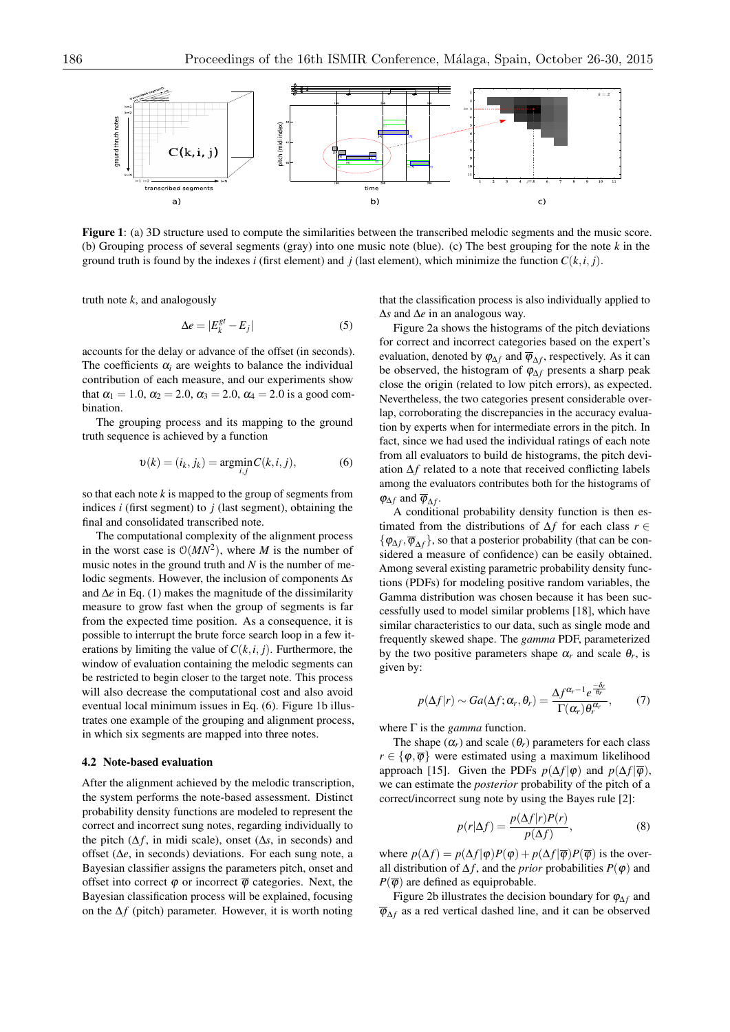**Figure 1**: (a) 3D structure used to compute the similarities between the transcribed melodic segments and the music score. (b) Grouping process of several segments (gray) into one music note (blue). (c) The best grouping for the note $k$ in the ground truth is found by the indexes $i$ (first element) and $j$ (last element), which minimize the function $C(k,i,j)$.

truth note $k$, and analogously

$$\Delta e = |E_k^{gt} - E_j| \tag{5}$$

accounts for the delay or advance of the offset (in seconds). The coefficients $\alpha_i$ are weights to balance the individual contribution of each measure, and our experiments show that $\alpha_1 = 1.0$, $\alpha_2 = 2.0$, $\alpha_3 = 2.0$, $\alpha_4 = 2.0$ is a good combination.

The grouping process and its mapping to the ground truth sequence is achieved by a function

$$\upsilon(k) = (i_k, j_k) = \underset{i,j}{\operatorname{argmin}} C(k,i,j), \tag{6}$$

so that each note $k$ is mapped to the group of segments from indices $i$ (first segment) to $j$ (last segment), obtaining the final and consolidated transcribed note.

The computational complexity of the alignment process in the worst case is $\mathcal{O}(MN^2)$, where $M$ is the number of music notes in the ground truth and $N$ is the number of melodic segments. However, the inclusion of components $\Delta s$ and $\Delta e$ in Eq. (1) makes the magnitude of the dissimilarity measure to grow fast when the group of segments is far from the expected time position. As a consequence, it is possible to interrupt the brute force search loop in a few iterations by limiting the value of $C(k,i,j)$. Furthermore, the window of evaluation containing the melodic segments can be restricted to begin closer to the target note. This process will also decrease the computational cost and also avoid eventual local minimum issues in Eq. (6). Figure 1b illustrates one example of the grouping and alignment process, in which six segments are mapped into three notes.

### 4.2 Note-based evaluation

After the alignment achieved by the melodic transcription, the system performs the note-based assessment. Distinct probability density functions are modeled to represent the correct and incorrect sung notes, regarding individually to the pitch ($\Delta f$, in midi scale), onset ($\Delta s$, in seconds) and offset ($\Delta e$, in seconds) deviations. For each sung note, a Bayesian classifier assigns the parameters pitch, onset and offset into correct $\varphi$ or incorrect $\overline{\varphi}$ categories. Next, the Bayesian classification process will be explained, focusing on the $\Delta f$ (pitch) parameter. However, it is worth noting that the classification process is also individually applied to $\Delta s$ and $\Delta e$ in an analogous way.

Figure 2a shows the histograms of the pitch deviations for correct and incorrect categories based on the expert's evaluation, denoted by $\varphi_{\Delta f}$ and $\overline{\varphi}_{\Delta f}$, respectively. As it can be observed, the histogram of $\varphi_{\Delta f}$ presents a sharp peak close the origin (related to low pitch errors), as expected. Nevertheless, the two categories present considerable overlap, corroborating the discrepancies in the accuracy evaluation by experts when for intermediate errors in the pitch. In fact, since we had used the individual ratings of each note from all evaluators to build de histograms, the pitch deviation $\Delta f$ related to a note that received conflicting labels among the evaluators contributes both for the histograms of $\varphi_{\Delta f}$ and $\overline{\varphi}_{\Delta f}$.

A conditional probability density function is then estimated from the distributions of $\Delta f$ for each class $r \in \{\varphi_{\Delta f}, \overline{\varphi}_{\Delta f}\}$, so that a posterior probability (that can be considered a measure of confidence) can be easily obtained. Among several existing parametric probability density functions (PDFs) for modeling positive random variables, the Gamma distribution was chosen because it has been successfully used to model similar problems [18], which have similar characteristics to our data, such as single mode and frequently skewed shape. The *gamma* PDF, parameterized by the two positive parameters shape $\alpha_r$ and scale $\theta_r$, is given by:

$$p(\Delta f|r) \sim Ga(\Delta f; \alpha_r, \theta_r) = \frac{\Delta f^{\alpha_r - 1} e^{\frac{-\delta_f}{\theta_r}}}{\Gamma(\alpha_r)\theta_r^{\alpha_r}}, \tag{7}$$

where $\Gamma$ is the *gamma* function.

The shape ($\alpha_r$) and scale ($\theta_r$) parameters for each class $r \in \{\varphi, \overline{\varphi}\}$ were estimated using a maximum likelihood approach [15]. Given the PDFs $p(\Delta f|\varphi)$ and $p(\Delta f|\overline{\varphi})$, we can estimate the *posterior* probability of the pitch of a correct/incorrect sung note by using the Bayes rule [2]:

$$p(r|\Delta f) = \frac{p(\Delta f|r)P(r)}{p(\Delta f)}, \tag{8}$$

where $p(\Delta f) = p(\Delta f|\varphi)P(\varphi) + p(\Delta f|\overline{\varphi})P(\overline{\varphi})$ is the overall distribution of $\Delta f$, and the *prior* probabilities $P(\varphi)$ and $P(\overline{\varphi})$ are defined as equiprobable.

Figure 2b illustrates the decision boundary for $\varphi_{\Delta f}$ and $\overline{\varphi}_{\Delta f}$ as a red vertical dashed line, and it can be observed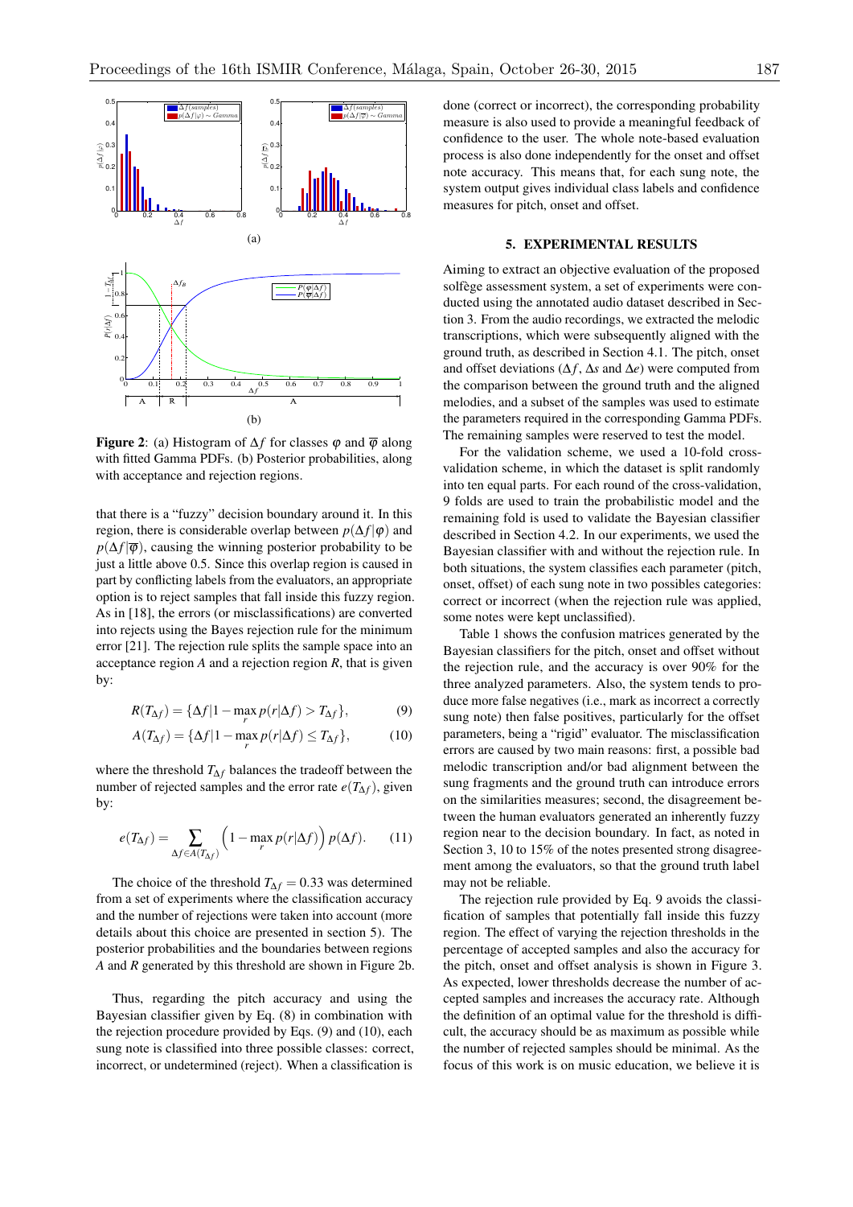**Figure 2**: (a) Histogram of $\Delta f$ for classes $\varphi$ and $\overline{\varphi}$ along with fitted Gamma PDFs. (b) Posterior probabilities, along with acceptance and rejection regions.

that there is a "fuzzy" decision boundary around it. In this region, there is considerable overlap between $p(\Delta f|\varphi)$ and $p(\Delta f|\overline{\varphi})$, causing the winning posterior probability to be just a little above 0.5. Since this overlap region is caused in part by conflicting labels from the evaluators, an appropriate option is to reject samples that fall inside this fuzzy region. As in [18], the errors (or misclassifications) are converted into rejects using the Bayes rejection rule for the minimum error [21]. The rejection rule splits the sample space into an acceptance region $A$ and a rejection region $R$, that is given by:

$$R(T_{\Delta f}) = \{\Delta f | 1 - \max_r p(r|\Delta f) > T_{\Delta f}\}, \tag{9}$$

$$A(T_{\Delta f}) = \{\Delta f | 1 - \max_r p(r|\Delta f) \leq T_{\Delta f}\}, \tag{10}$$

where the threshold $T_{\Delta f}$ balances the tradeoff between the number of rejected samples and the error rate $e(T_{\Delta f})$, given by:

$$e(T_{\Delta f}) = \sum_{\Delta f \in A(T_{\Delta f})} \left(1 - \max_r p(r|\Delta f)\right) p(\Delta f). \tag{11}$$

The choice of the threshold $T_{\Delta f} = 0.33$ was determined from a set of experiments where the classification accuracy and the number of rejections were taken into account (more details about this choice are presented in section 5). The posterior probabilities and the boundaries between regions $A$ and $R$ generated by this threshold are shown in Figure 2b.

Thus, regarding the pitch accuracy and using the Bayesian classifier given by Eq. (8) in combination with the rejection procedure provided by Eqs. (9) and (10), each sung note is classified into three possible classes: correct, incorrect, or undetermined (reject). When a classification is done (correct or incorrect), the corresponding probability measure is also used to provide a meaningful feedback of confidence to the user. The whole note-based evaluation process is also done independently for the onset and offset note accuracy. This means that, for each sung note, the system output gives individual class labels and confidence measures for pitch, onset and offset.

## 5. EXPERIMENTAL RESULTS

Aiming to extract an objective evaluation of the proposed solfège assessment system, a set of experiments were conducted using the annotated audio dataset described in Section 3. From the audio recordings, we extracted the melodic transcriptions, which were subsequently aligned with the ground truth, as described in Section 4.1. The pitch, onset and offset deviations ($\Delta f$, $\Delta s$ and $\Delta e$) were computed from the comparison between the ground truth and the aligned melodies, and a subset of the samples was used to estimate the parameters required in the corresponding Gamma PDFs. The remaining samples were reserved to test the model.

For the validation scheme, we used a 10-fold cross-validation scheme, in which the dataset is split randomly into ten equal parts. For each round of the cross-validation, 9 folds are used to train the probabilistic model and the remaining fold is used to validate the Bayesian classifier described in Section 4.2. In our experiments, we used the Bayesian classifier with and without the rejection rule. In both situations, the system classifies each parameter (pitch, onset, offset) of each sung note in two possibles categories: correct or incorrect (when the rejection rule was applied, some notes were kept unclassified).

Table 1 shows the confusion matrices generated by the Bayesian classifiers for the pitch, onset and offset without the rejection rule, and the accuracy is over 90% for the three analyzed parameters. Also, the system tends to produce more false negatives (i.e., mark as incorrect a correctly sung note) then false positives, particularly for the offset parameters, being a "rigid" evaluator. The misclassification errors are caused by two main reasons: first, a possible bad melodic transcription and/or bad alignment between the sung fragments and the ground truth can introduce errors on the similarities measures; second, the disagreement between the human evaluators generated an inherently fuzzy region near to the decision boundary. In fact, as noted in Section 3, 10 to 15% of the notes presented strong disagreement among the evaluators, so that the ground truth label may not be reliable.

The rejection rule provided by Eq. 9 avoids the classification of samples that potentially fall inside this fuzzy region. The effect of varying the rejection thresholds in the percentage of accepted samples and also the accuracy for the pitch, onset and offset analysis is shown in Figure 3. As expected, lower thresholds decrease the number of accepted samples and increases the accuracy rate. Although the definition of an optimal value for the threshold is difficult, the accuracy should be as maximum as possible while the number of rejected samples should be minimal. As the focus of this work is on music education, we believe it is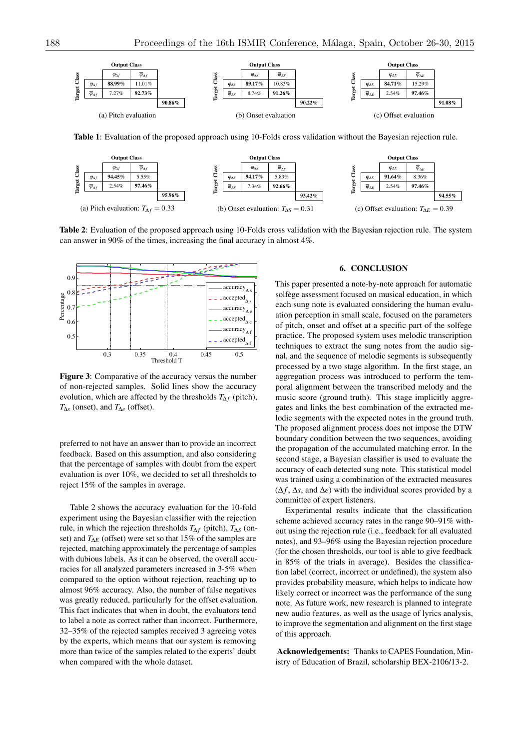**Table 1**: Evaluation of the proposed approach using 10-Folds cross validation without the Bayesian rejection rule.

(a) Pitch evaluation

| Target Class \ Output Class | $\varphi_{\Delta f}$ | $\overline{\varphi}_{\Delta f}$ | |
|---|---|---|---|
| $\varphi_{\Delta f}$ | **88.99%** | 11.01% | |
| $\overline{\varphi}_{\Delta f}$ | 7.27% | **92.73%** | |
| | | | **90.86%** |

(b) Onset evaluation

| Target Class \ Output Class | $\varphi_{\Delta S}$ | $\overline{\varphi}_{\Delta S}$ | |
|---|---|---|---|
| $\varphi_{\Delta S}$ | **89.17%** | 10.83% | |
| $\overline{\varphi}_{\Delta S}$ | 8.74% | **91.26%** | |
| | | | **90.22%** |

(c) Offset evaluation

| Target Class \ Output Class | $\varphi_{\Delta E}$ | $\overline{\varphi}_{\Delta E}$ | |
|---|---|---|---|
| $\varphi_{\Delta E}$ | **84.71%** | 15.29% | |
| $\overline{\varphi}_{\Delta E}$ | 2.54% | **97.46%** | |
| | | | **91.08%** |

**Table 2**: Evaluation of the proposed approach using 10-Folds cross validation with the Bayesian rejection rule. The system can answer in 90% of the times, increasing the final accuracy in almost 4%.

(a) Pitch evaluation: $T_{\Delta f} = 0.33$

| Target Class \ Output Class | $\varphi_{\Delta f}$ | $\overline{\varphi}_{\Delta f}$ | |
|---|---|---|---|
| $\varphi_{\Delta f}$ | **94.45%** | 5.55% | |
| $\overline{\varphi}_{\Delta f}$ | 2.54% | **97.46%** | |
| | | | **95.96%** |

(b) Onset evaluation: $T_{\Delta S} = 0.31$

| Target Class \ Output Class | $\varphi_{\Delta S}$ | $\overline{\varphi}_{\Delta S}$ | |
|---|---|---|---|
| $\varphi_{\Delta S}$ | **94.17%** | 5.83% | |
| $\overline{\varphi}_{\Delta S}$ | 7.34% | **92.66%** | |
| | | | **93.42%** |

(c) Offset evaluation: $T_{\Delta E} = 0.39$

| Target Class \ Output Class | $\varphi_{\Delta E}$ | $\overline{\varphi}_{\Delta E}$ | |
|---|---|---|---|
| $\varphi_{\Delta E}$ | **91.64%** | 8.36% | |
| $\overline{\varphi}_{\Delta E}$ | 2.54% | **97.46%** | |
| | | | **94.55%** |

**Figure 3**: Comparative of the accuracy versus the number of non-rejected samples. Solid lines show the accuracy evolution, which are affected by the thresholds $T_{\Delta f}$ (pitch), $T_{\Delta s}$ (onset), and $T_{\Delta e}$ (offset).

preferred to not have an answer than to provide an incorrect feedback. Based on this assumption, and also considering that the percentage of samples with doubt from the expert evaluation is over 10%, we decided to set all thresholds to reject 15% of the samples in average.

Table 2 shows the accuracy evaluation for the 10-fold experiment using the Bayesian classifier with the rejection rule, in which the rejection thresholds $T_{\Delta f}$ (pitch), $T_{\Delta S}$ (onset) and $T_{\Delta E}$ (offset) were set so that 15% of the samples are rejected, matching approximately the percentage of samples with dubious labels. As it can be observed, the overall accuracies for all analyzed parameters increased in 3-5% when compared to the option without rejection, reaching up to almost 96% accuracy. Also, the number of false negatives was greatly reduced, particularly for the offset evaluation. This fact indicates that when in doubt, the evaluators tend to label a note as correct rather than incorrect. Furthermore, 32–35% of the rejected samples received 3 agreeing votes by the experts, which means that our system is removing more than twice of the samples related to the experts' doubt when compared with the whole dataset.

## 6. CONCLUSION

This paper presented a note-by-note approach for automatic solfège assessment focused on musical education, in which each sung note is evaluated considering the human evaluation perception in small scale, focused on the parameters of pitch, onset and offset at a specific part of the solfege practice. The proposed system uses melodic transcription techniques to extract the sung notes from the audio signal, and the sequence of melodic segments is subsequently processed by a two stage algorithm. In the first stage, an aggregation process was introduced to perform the temporal alignment between the transcribed melody and the music score (ground truth). This stage implicitly aggregates and links the best combination of the extracted melodic segments with the expected notes in the ground truth. The proposed alignment process does not impose the DTW boundary condition between the two sequences, avoiding the propagation of the accumulated matching error. In the second stage, a Bayesian classifier is used to evaluate the accuracy of each detected sung note. This statistical model was trained using a combination of the extracted measures ($\Delta f$, $\Delta s$, and $\Delta e$) with the individual scores provided by a committee of expert listeners.

Experimental results indicate that the classification scheme achieved accuracy rates in the range 90–91% without using the rejection rule (i.e., feedback for all evaluated notes), and 93–96% using the Bayesian rejection procedure (for the chosen thresholds, our tool is able to give feedback in 85% of the trials in average). Besides the classification label (correct, incorrect or undefined), the system also provides probability measure, which helps to indicate how likely correct or incorrect was the performance of the sung note. As future work, new research is planned to integrate new audio features, as well as the usage of lyrics analysis, to improve the segmentation and alignment on the first stage of this approach.

**Acknowledgements:** Thanks to CAPES Foundation, Ministry of Education of Brazil, scholarship BEX-2106/13-2.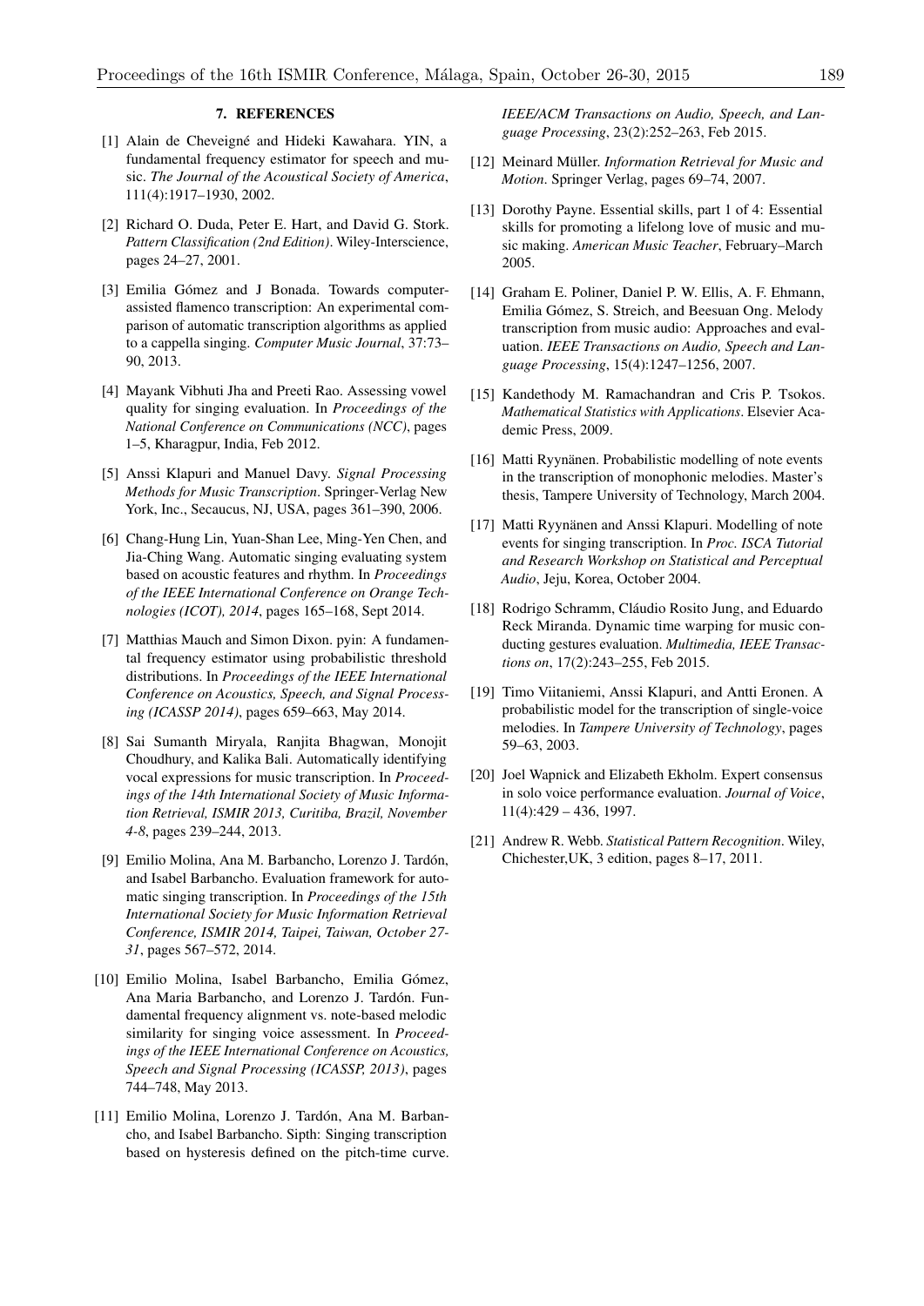## 7. REFERENCES

[1] Alain de Cheveigné and Hideki Kawahara. YIN, a fundamental frequency estimator for speech and music. *The Journal of the Acoustical Society of America*, 111(4):1917–1930, 2002.

[2] Richard O. Duda, Peter E. Hart, and David G. Stork. *Pattern Classification (2nd Edition)*. Wiley-Interscience, pages 24–27, 2001.

[3] Emilia Gómez and J Bonada. Towards computer-assisted flamenco transcription: An experimental comparison of automatic transcription algorithms as applied to a cappella singing. *Computer Music Journal*, 37:73–90, 2013.

[4] Mayank Vibhuti Jha and Preeti Rao. Assessing vowel quality for singing evaluation. In *Proceedings of the National Conference on Communications (NCC)*, pages 1–5, Kharagpur, India, Feb 2012.

[5] Anssi Klapuri and Manuel Davy. *Signal Processing Methods for Music Transcription*. Springer-Verlag New York, Inc., Secaucus, NJ, USA, pages 361–390, 2006.

[6] Chang-Hung Lin, Yuan-Shan Lee, Ming-Yen Chen, and Jia-Ching Wang. Automatic singing evaluating system based on acoustic features and rhythm. In *Proceedings of the IEEE International Conference on Orange Technologies (ICOT), 2014*, pages 165–168, Sept 2014.

[7] Matthias Mauch and Simon Dixon. pyin: A fundamental frequency estimator using probabilistic threshold distributions. In *Proceedings of the IEEE International Conference on Acoustics, Speech, and Signal Processing (ICASSP 2014)*, pages 659–663, May 2014.

[8] Sai Sumanth Miryala, Ranjita Bhagwan, Monojit Choudhury, and Kalika Bali. Automatically identifying vocal expressions for music transcription. In *Proceedings of the 14th International Society of Music Information Retrieval, ISMIR 2013, Curitiba, Brazil, November 4-8*, pages 239–244, 2013.

[9] Emilio Molina, Ana M. Barbancho, Lorenzo J. Tardón, and Isabel Barbancho. Evaluation framework for automatic singing transcription. In *Proceedings of the 15th International Society for Music Information Retrieval Conference, ISMIR 2014, Taipei, Taiwan, October 27-31*, pages 567–572, 2014.

[10] Emilio Molina, Isabel Barbancho, Emilia Gómez, Ana Maria Barbancho, and Lorenzo J. Tardón. Fundamental frequency alignment vs. note-based melodic similarity for singing voice assessment. In *Proceedings of the IEEE International Conference on Acoustics, Speech and Signal Processing (ICASSP, 2013)*, pages 744–748, May 2013.

[11] Emilio Molina, Lorenzo J. Tardón, Ana M. Barbancho, and Isabel Barbancho. Sipth: Singing transcription based on hysteresis defined on the pitch-time curve. *IEEE/ACM Transactions on Audio, Speech, and Language Processing*, 23(2):252–263, Feb 2015.

[12] Meinard Müller. *Information Retrieval for Music and Motion*. Springer Verlag, pages 69–74, 2007.

[13] Dorothy Payne. Essential skills, part 1 of 4: Essential skills for promoting a lifelong love of music and music making. *American Music Teacher*, February–March 2005.

[14] Graham E. Poliner, Daniel P. W. Ellis, A. F. Ehmann, Emilia Gómez, S. Streich, and Beesuan Ong. Melody transcription from music audio: Approaches and evaluation. *IEEE Transactions on Audio, Speech and Language Processing*, 15(4):1247–1256, 2007.

[15] Kandethody M. Ramachandran and Cris P. Tsokos. *Mathematical Statistics with Applications*. Elsevier Academic Press, 2009.

[16] Matti Ryynänen. Probabilistic modelling of note events in the transcription of monophonic melodies. Master's thesis, Tampere University of Technology, March 2004.

[17] Matti Ryynänen and Anssi Klapuri. Modelling of note events for singing transcription. In *Proc. ISCA Tutorial and Research Workshop on Statistical and Perceptual Audio*, Jeju, Korea, October 2004.

[18] Rodrigo Schramm, Cláudio Rosito Jung, and Eduardo Reck Miranda. Dynamic time warping for music conducting gestures evaluation. *Multimedia, IEEE Transactions on*, 17(2):243–255, Feb 2015.

[19] Timo Viitaniemi, Anssi Klapuri, and Antti Eronen. A probabilistic model for the transcription of single-voice melodies. In *Tampere University of Technology*, pages 59–63, 2003.

[20] Joel Wapnick and Elizabeth Ekholm. Expert consensus in solo voice performance evaluation. *Journal of Voice*, 11(4):429 – 436, 1997.

[21] Andrew R. Webb. *Statistical Pattern Recognition*. Wiley, Chichester,UK, 3 edition, pages 8–17, 2011.